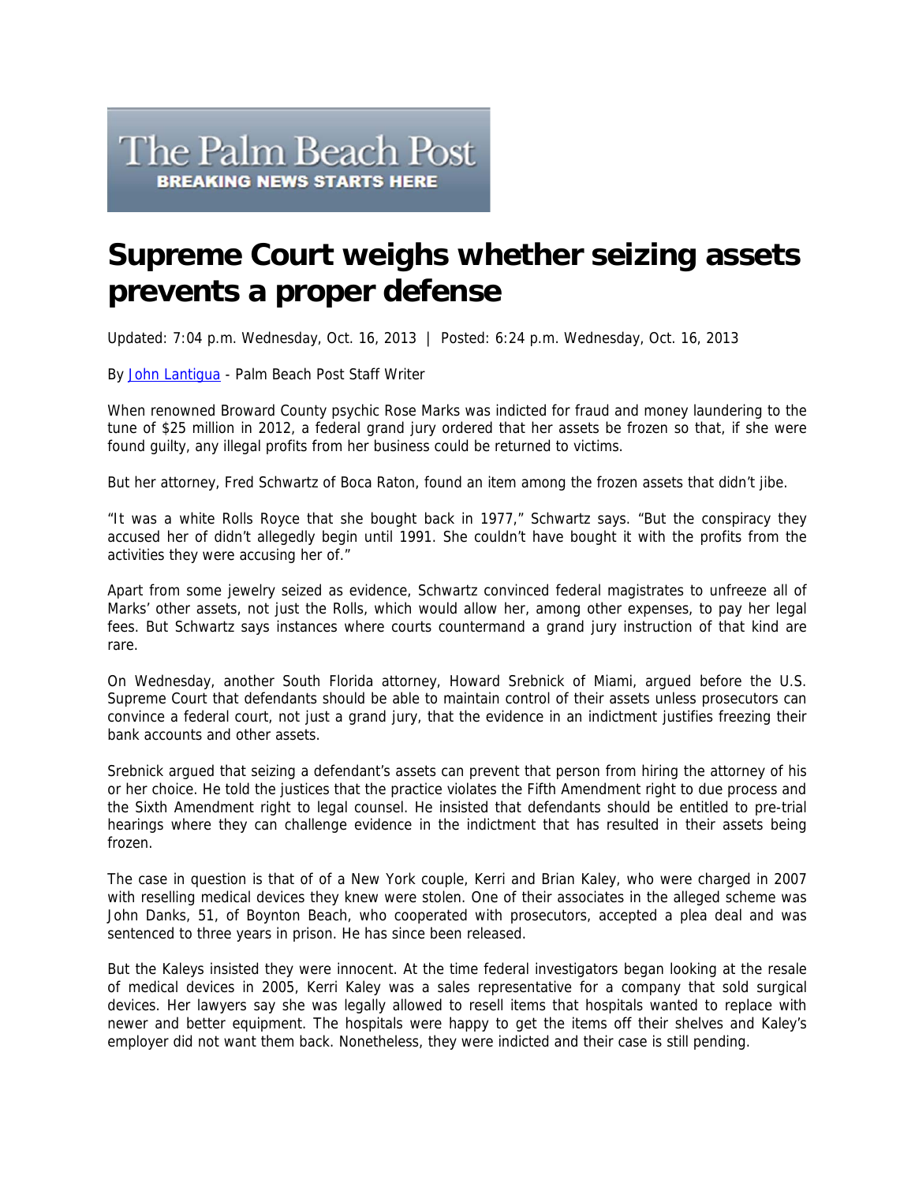The Palm Beach Post
BREAKING NEWS STARTS HERE

# Supreme Court weighs whether seizing assets prevents a proper defense

Updated: 7:04 p.m. Wednesday, Oct. 16, 2013 | Posted: 6:24 p.m. Wednesday, Oct. 16, 2013

By John Lantigua - Palm Beach Post Staff Writer

When renowned Broward County psychic Rose Marks was indicted for fraud and money laundering to the tune of $25 million in 2012, a federal grand jury ordered that her assets be frozen so that, if she were found guilty, any illegal profits from her business could be returned to victims.

But her attorney, Fred Schwartz of Boca Raton, found an item among the frozen assets that didn't jibe.

"It was a white Rolls Royce that she bought back in 1977," Schwartz says. "But the conspiracy they accused her of didn't allegedly begin until 1991. She couldn't have bought it with the profits from the activities they were accusing her of."

Apart from some jewelry seized as evidence, Schwartz convinced federal magistrates to unfreeze all of Marks' other assets, not just the Rolls, which would allow her, among other expenses, to pay her legal fees. But Schwartz says instances where courts countermand a grand jury instruction of that kind are rare.

On Wednesday, another South Florida attorney, Howard Srebnick of Miami, argued before the U.S. Supreme Court that defendants should be able to maintain control of their assets unless prosecutors can convince a federal court, not just a grand jury, that the evidence in an indictment justifies freezing their bank accounts and other assets.

Srebnick argued that seizing a defendant's assets can prevent that person from hiring the attorney of his or her choice. He told the justices that the practice violates the Fifth Amendment right to due process and the Sixth Amendment right to legal counsel. He insisted that defendants should be entitled to pre-trial hearings where they can challenge evidence in the indictment that has resulted in their assets being frozen.

The case in question is that of of a New York couple, Kerri and Brian Kaley, who were charged in 2007 with reselling medical devices they knew were stolen. One of their associates in the alleged scheme was John Danks, 51, of Boynton Beach, who cooperated with prosecutors, accepted a plea deal and was sentenced to three years in prison. He has since been released.

But the Kaleys insisted they were innocent. At the time federal investigators began looking at the resale of medical devices in 2005, Kerri Kaley was a sales representative for a company that sold surgical devices. Her lawyers say she was legally allowed to resell items that hospitals wanted to replace with newer and better equipment. The hospitals were happy to get the items off their shelves and Kaley's employer did not want them back. Nonetheless, they were indicted and their case is still pending.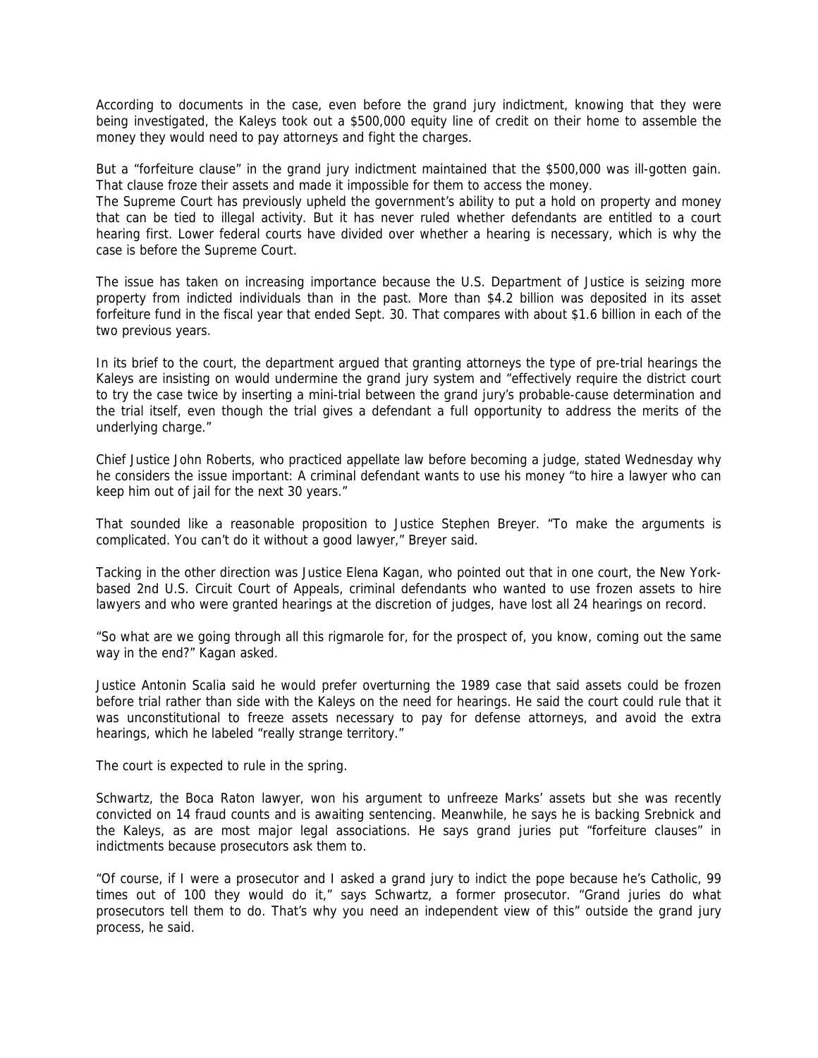According to documents in the case, even before the grand jury indictment, knowing that they were being investigated, the Kaleys took out a $500,000 equity line of credit on their home to assemble the money they would need to pay attorneys and fight the charges.

But a "forfeiture clause" in the grand jury indictment maintained that the $500,000 was ill-gotten gain. That clause froze their assets and made it impossible for them to access the money.

The Supreme Court has previously upheld the government's ability to put a hold on property and money that can be tied to illegal activity. But it has never ruled whether defendants are entitled to a court hearing first. Lower federal courts have divided over whether a hearing is necessary, which is why the case is before the Supreme Court.

The issue has taken on increasing importance because the U.S. Department of Justice is seizing more property from indicted individuals than in the past. More than $4.2 billion was deposited in its asset forfeiture fund in the fiscal year that ended Sept. 30. That compares with about $1.6 billion in each of the two previous years.

In its brief to the court, the department argued that granting attorneys the type of pre-trial hearings the Kaleys are insisting on would undermine the grand jury system and "effectively require the district court to try the case twice by inserting a mini-trial between the grand jury's probable-cause determination and the trial itself, even though the trial gives a defendant a full opportunity to address the merits of the underlying charge."

Chief Justice John Roberts, who practiced appellate law before becoming a judge, stated Wednesday why he considers the issue important: A criminal defendant wants to use his money "to hire a lawyer who can keep him out of jail for the next 30 years."

That sounded like a reasonable proposition to Justice Stephen Breyer. "To make the arguments is complicated. You can't do it without a good lawyer," Breyer said.

Tacking in the other direction was Justice Elena Kagan, who pointed out that in one court, the New York-based 2nd U.S. Circuit Court of Appeals, criminal defendants who wanted to use frozen assets to hire lawyers and who were granted hearings at the discretion of judges, have lost all 24 hearings on record.

"So what are we going through all this rigmarole for, for the prospect of, you know, coming out the same way in the end?" Kagan asked.

Justice Antonin Scalia said he would prefer overturning the 1989 case that said assets could be frozen before trial rather than side with the Kaleys on the need for hearings. He said the court could rule that it was unconstitutional to freeze assets necessary to pay for defense attorneys, and avoid the extra hearings, which he labeled "really strange territory."

The court is expected to rule in the spring.

Schwartz, the Boca Raton lawyer, won his argument to unfreeze Marks' assets but she was recently convicted on 14 fraud counts and is awaiting sentencing. Meanwhile, he says he is backing Srebnick and the Kaleys, as are most major legal associations. He says grand juries put "forfeiture clauses" in indictments because prosecutors ask them to.

"Of course, if I were a prosecutor and I asked a grand jury to indict the pope because he's Catholic, 99 times out of 100 they would do it," says Schwartz, a former prosecutor. "Grand juries do what prosecutors tell them to do. That's why you need an independent view of this" outside the grand jury process, he said.